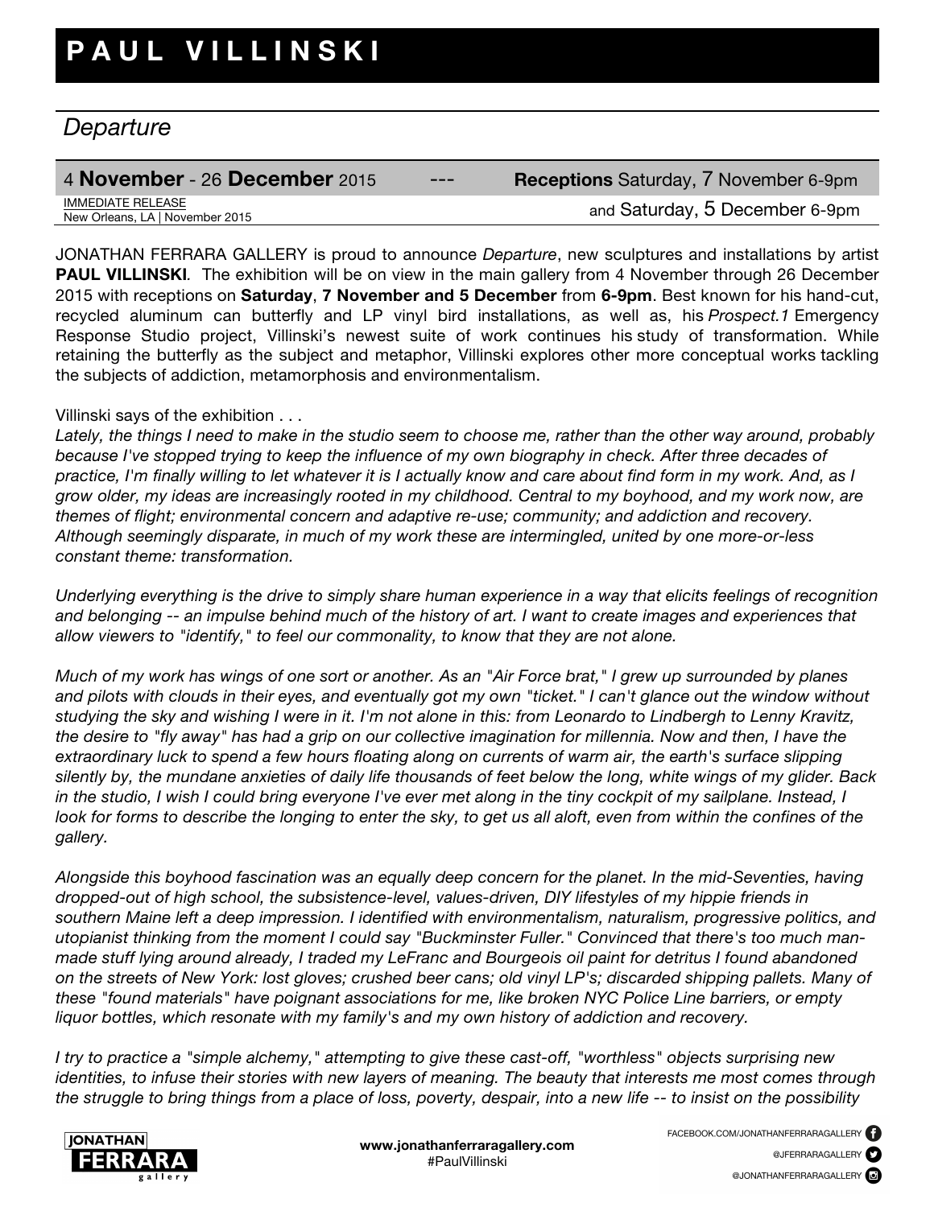# PAUL VILLINSKI

## *Departure*

4 **November** - 26 **December** 2015 --- **Receptions** Saturday, 7 November 6-9pm and Saturday, 5 December 6-9pm

IMMEDIATE RELEASE
New Orleans, LA | November 2015

JONATHAN FERRARA GALLERY is proud to announce *Departure*, new sculptures and installations by artist **PAUL VILLINSKI**. The exhibition will be on view in the main gallery from 4 November through 26 December 2015 with receptions on **Saturday**, **7 November and 5 December** from **6-9pm**. Best known for his hand-cut, recycled aluminum can butterfly and LP vinyl bird installations, as well as, his *Prospect.1* Emergency Response Studio project, Villinski's newest suite of work continues his study of transformation. While retaining the butterfly as the subject and metaphor, Villinski explores other more conceptual works tackling the subjects of addiction, metamorphosis and environmentalism.

Villinski says of the exhibition . . .

*Lately, the things I need to make in the studio seem to choose me, rather than the other way around, probably because I've stopped trying to keep the influence of my own biography in check. After three decades of practice, I'm finally willing to let whatever it is I actually know and care about find form in my work. And, as I grow older, my ideas are increasingly rooted in my childhood. Central to my boyhood, and my work now, are themes of flight; environmental concern and adaptive re-use; community; and addiction and recovery. Although seemingly disparate, in much of my work these are intermingled, united by one more-or-less constant theme: transformation.*

*Underlying everything is the drive to simply share human experience in a way that elicits feelings of recognition and belonging -- an impulse behind much of the history of art. I want to create images and experiences that allow viewers to "identify," to feel our commonality, to know that they are not alone.*

*Much of my work has wings of one sort or another. As an "Air Force brat," I grew up surrounded by planes and pilots with clouds in their eyes, and eventually got my own "ticket." I can't glance out the window without studying the sky and wishing I were in it. I'm not alone in this: from Leonardo to Lindbergh to Lenny Kravitz, the desire to "fly away" has had a grip on our collective imagination for millennia. Now and then, I have the extraordinary luck to spend a few hours floating along on currents of warm air, the earth's surface slipping silently by, the mundane anxieties of daily life thousands of feet below the long, white wings of my glider. Back in the studio, I wish I could bring everyone I've ever met along in the tiny cockpit of my sailplane. Instead, I look for forms to describe the longing to enter the sky, to get us all aloft, even from within the confines of the gallery.*

*Alongside this boyhood fascination was an equally deep concern for the planet. In the mid-Seventies, having dropped-out of high school, the subsistence-level, values-driven, DIY lifestyles of my hippie friends in southern Maine left a deep impression. I identified with environmentalism, naturalism, progressive politics, and utopianist thinking from the moment I could say "Buckminster Fuller." Convinced that there's too much man-made stuff lying around already, I traded my LeFranc and Bourgeois oil paint for detritus I found abandoned on the streets of New York: lost gloves; crushed beer cans; old vinyl LP's; discarded shipping pallets. Many of these "found materials" have poignant associations for me, like broken NYC Police Line barriers, or empty liquor bottles, which resonate with my family's and my own history of addiction and recovery.*

*I try to practice a "simple alchemy," attempting to give these cast-off, "worthless" objects surprising new identities, to infuse their stories with new layers of meaning. The beauty that interests me most comes through the struggle to bring things from a place of loss, poverty, despair, into a new life -- to insist on the possibility*

JONATHAN FERRARA gallery

www.jonathanferraragallery.com
#PaulVillinski

FACEBOOK.COM/JONATHANFERRARAGALLERY
@JFERRARAGALLERY
@JONATHANFERRARAGALLERY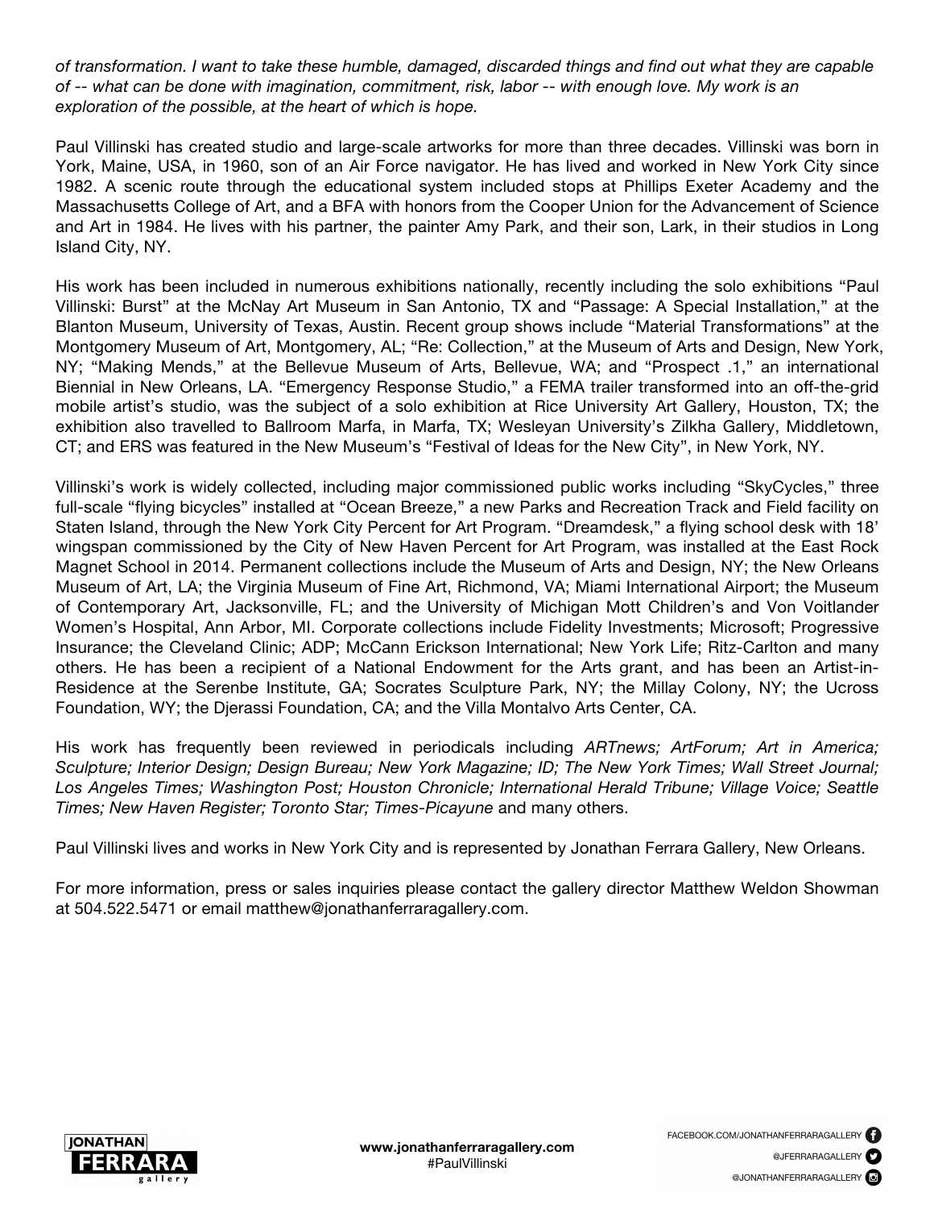*of transformation. I want to take these humble, damaged, discarded things and find out what they are capable of -- what can be done with imagination, commitment, risk, labor -- with enough love. My work is an exploration of the possible, at the heart of which is hope.*

Paul Villinski has created studio and large-scale artworks for more than three decades. Villinski was born in York, Maine, USA, in 1960, son of an Air Force navigator. He has lived and worked in New York City since 1982. A scenic route through the educational system included stops at Phillips Exeter Academy and the Massachusetts College of Art, and a BFA with honors from the Cooper Union for the Advancement of Science and Art in 1984. He lives with his partner, the painter Amy Park, and their son, Lark, in their studios in Long Island City, NY.

His work has been included in numerous exhibitions nationally, recently including the solo exhibitions "Paul Villinski: Burst" at the McNay Art Museum in San Antonio, TX and "Passage: A Special Installation," at the Blanton Museum, University of Texas, Austin. Recent group shows include "Material Transformations" at the Montgomery Museum of Art, Montgomery, AL; "Re: Collection," at the Museum of Arts and Design, New York, NY; "Making Mends," at the Bellevue Museum of Arts, Bellevue, WA; and "Prospect .1," an international Biennial in New Orleans, LA. "Emergency Response Studio," a FEMA trailer transformed into an off-the-grid mobile artist's studio, was the subject of a solo exhibition at Rice University Art Gallery, Houston, TX; the exhibition also travelled to Ballroom Marfa, in Marfa, TX; Wesleyan University's Zilkha Gallery, Middletown, CT; and ERS was featured in the New Museum's "Festival of Ideas for the New City", in New York, NY.

Villinski's work is widely collected, including major commissioned public works including "SkyCycles," three full-scale "flying bicycles" installed at "Ocean Breeze," a new Parks and Recreation Track and Field facility on Staten Island, through the New York City Percent for Art Program. "Dreamdesk," a flying school desk with 18' wingspan commissioned by the City of New Haven Percent for Art Program, was installed at the East Rock Magnet School in 2014. Permanent collections include the Museum of Arts and Design, NY; the New Orleans Museum of Art, LA; the Virginia Museum of Fine Art, Richmond, VA; Miami International Airport; the Museum of Contemporary Art, Jacksonville, FL; and the University of Michigan Mott Children's and Von Voitlander Women's Hospital, Ann Arbor, MI. Corporate collections include Fidelity Investments; Microsoft; Progressive Insurance; the Cleveland Clinic; ADP; McCann Erickson International; New York Life; Ritz-Carlton and many others. He has been a recipient of a National Endowment for the Arts grant, and has been an Artist-in-Residence at the Serenbe Institute, GA; Socrates Sculpture Park, NY; the Millay Colony, NY; the Ucross Foundation, WY; the Djerassi Foundation, CA; and the Villa Montalvo Arts Center, CA.

His work has frequently been reviewed in periodicals including *ARTnews; ArtForum; Art in America; Sculpture; Interior Design; Design Bureau; New York Magazine; ID; The New York Times; Wall Street Journal; Los Angeles Times; Washington Post; Houston Chronicle; International Herald Tribune; Village Voice; Seattle Times; New Haven Register; Toronto Star; Times-Picayune* and many others.

Paul Villinski lives and works in New York City and is represented by Jonathan Ferrara Gallery, New Orleans.

For more information, press or sales inquiries please contact the gallery director Matthew Weldon Showman at 504.522.5471 or email matthew@jonathanferraragallery.com.